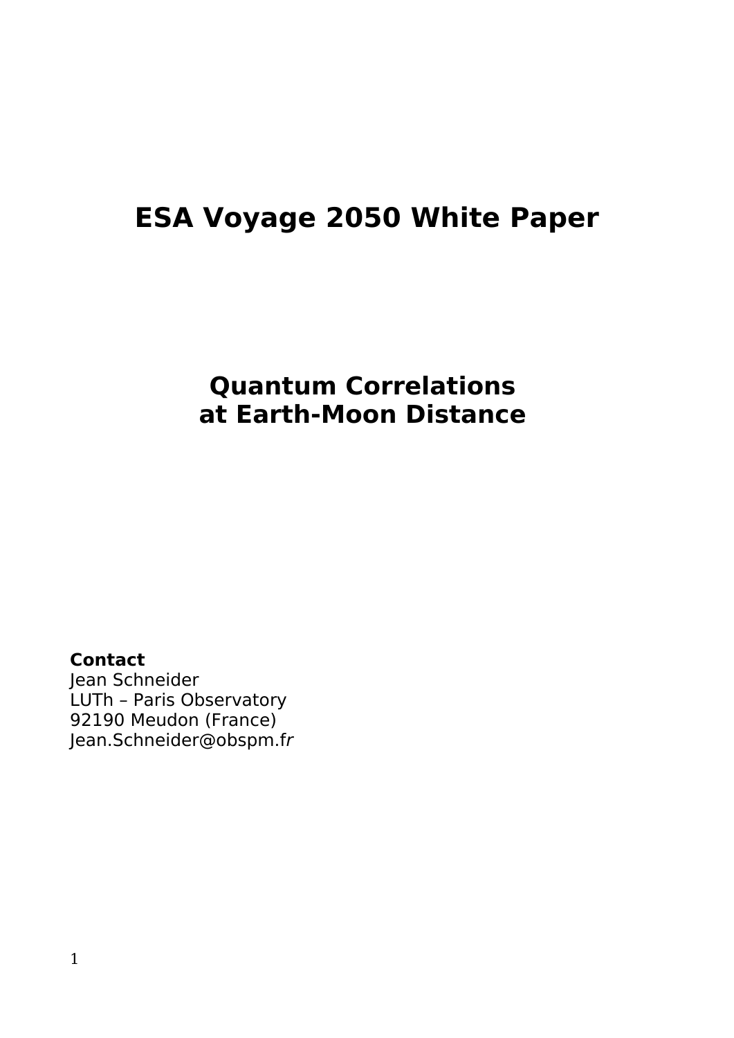# ESA Voyage 2050 White Paper

## Quantum Correlations at Earth-Moon Distance

**Contact**
Jean Schneider
LUTh – Paris Observatory
92190 Meudon (France)
Jean.Schneider@obspm.fr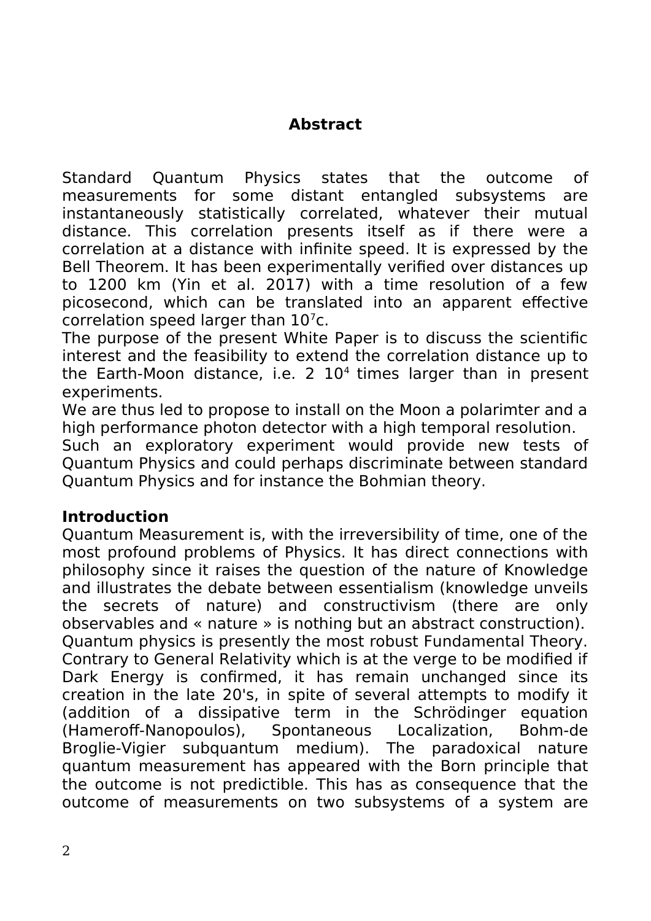## Abstract

Standard Quantum Physics states that the outcome of measurements for some distant entangled subsystems are instantaneously statistically correlated, whatever their mutual distance. This correlation presents itself as if there were a correlation at a distance with infinite speed. It is expressed by the Bell Theorem. It has been experimentally verified over distances up to 1200 km (Yin et al. 2017) with a time resolution of a few picosecond, which can be translated into an apparent effective correlation speed larger than $10^7$c.

The purpose of the present White Paper is to discuss the scientific interest and the feasibility to extend the correlation distance up to the Earth-Moon distance, i.e. 2 $10^4$ times larger than in present experiments.

We are thus led to propose to install on the Moon a polarimter and a high performance photon detector with a high temporal resolution.

Such an exploratory experiment would provide new tests of Quantum Physics and could perhaps discriminate between standard Quantum Physics and for instance the Bohmian theory.

## Introduction

Quantum Measurement is, with the irreversibility of time, one of the most profound problems of Physics. It has direct connections with philosophy since it raises the question of the nature of Knowledge and illustrates the debate between essentialism (knowledge unveils the secrets of nature) and constructivism (there are only observables and « nature » is nothing but an abstract construction).

Quantum physics is presently the most robust Fundamental Theory. Contrary to General Relativity which is at the verge to be modified if Dark Energy is confirmed, it has remain unchanged since its creation in the late 20's, in spite of several attempts to modify it (addition of a dissipative term in the Schrödinger equation (Hameroff-Nanopoulos), Spontaneous Localization, Bohm-de Broglie-Vigier subquantum medium). The paradoxical nature quantum measurement has appeared with the Born principle that the outcome is not predictible. This has as consequence that the outcome of measurements on two subsystems of a system are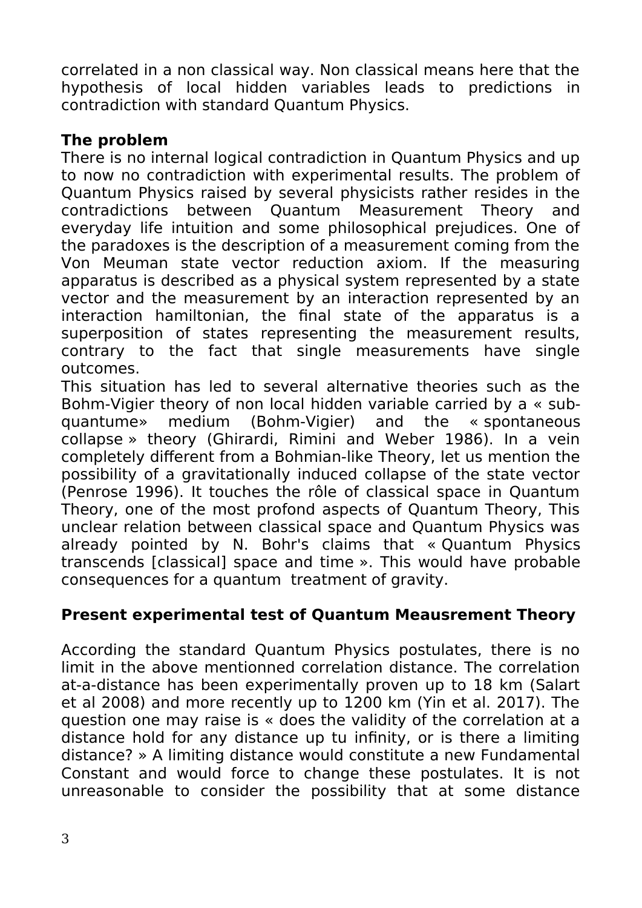correlated in a non classical way. Non classical means here that the hypothesis of local hidden variables leads to predictions in contradiction with standard Quantum Physics.

**The problem**

There is no internal logical contradiction in Quantum Physics and up to now no contradiction with experimental results. The problem of Quantum Physics raised by several physicists rather resides in the contradictions between Quantum Measurement Theory and everyday life intuition and some philosophical prejudices. One of the paradoxes is the description of a measurement coming from the Von Meuman state vector reduction axiom. If the measuring apparatus is described as a physical system represented by a state vector and the measurement by an interaction represented by an interaction hamiltonian, the final state of the apparatus is a superposition of states representing the measurement results, contrary to the fact that single measurements have single outcomes.

This situation has led to several alternative theories such as the Bohm-Vigier theory of non local hidden variable carried by a « sub-quantume» medium (Bohm-Vigier) and the « spontaneous collapse » theory (Ghirardi, Rimini and Weber 1986). In a vein completely different from a Bohmian-like Theory, let us mention the possibility of a gravitationally induced collapse of the state vector (Penrose 1996). It touches the rôle of classical space in Quantum Theory, one of the most profond aspects of Quantum Theory, This unclear relation between classical space and Quantum Physics was already pointed by N. Bohr's claims that « Quantum Physics transcends [classical] space and time ». This would have probable consequences for a quantum treatment of gravity.

**Present experimental test of Quantum Meausrement Theory**

According the standard Quantum Physics postulates, there is no limit in the above mentionned correlation distance. The correlation at-a-distance has been experimentally proven up to 18 km (Salart et al 2008) and more recently up to 1200 km (Yin et al. 2017). The question one may raise is « does the validity of the correlation at a distance hold for any distance up tu infinity, or is there a limiting distance? » A limiting distance would constitute a new Fundamental Constant and would force to change these postulates. It is not unreasonable to consider the possibility that at some distance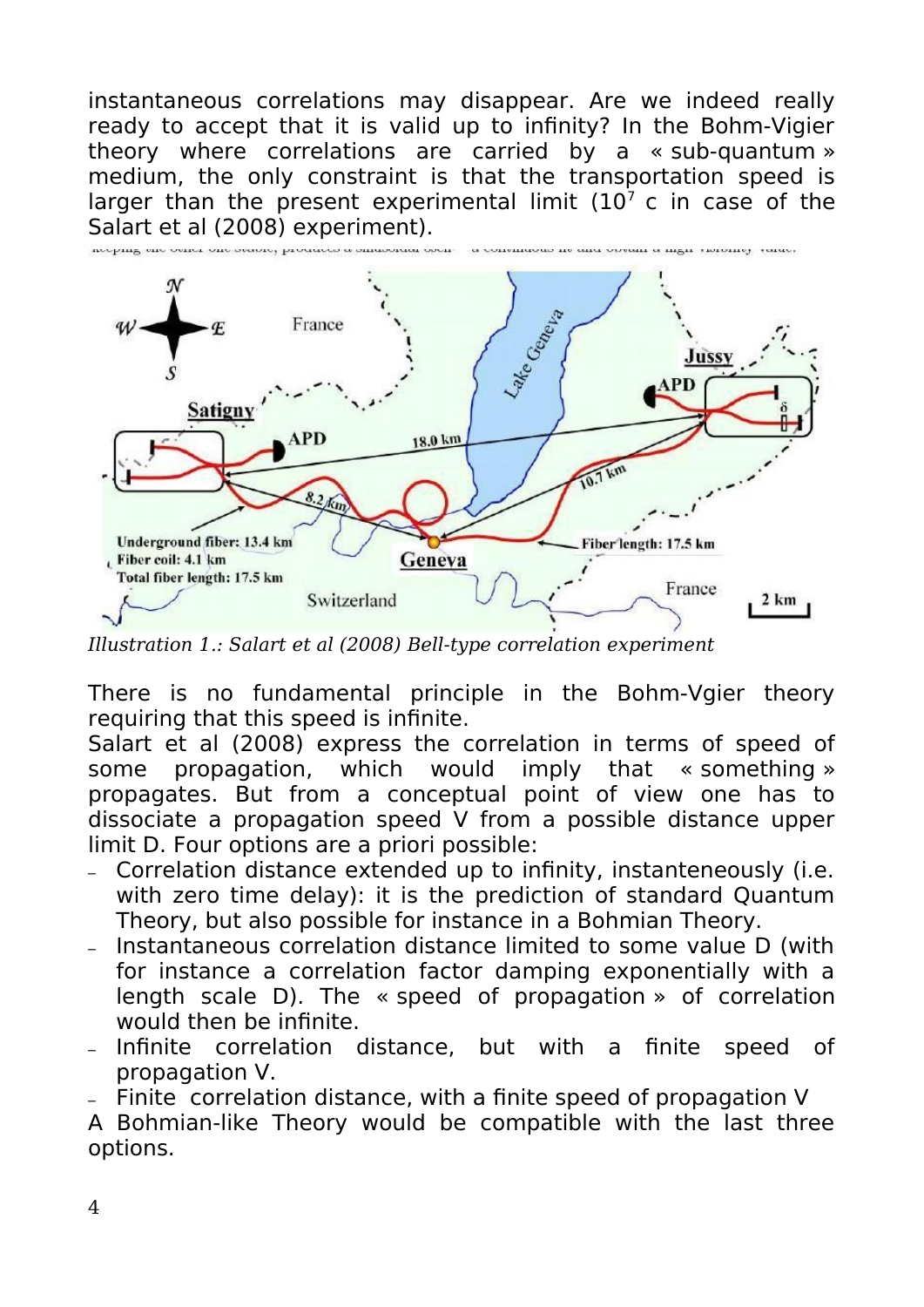instantaneous correlations may disappear. Are we indeed really ready to accept that it is valid up to infinity? In the Bohm-Vigier theory where correlations are carried by a « sub-quantum » medium, the only constraint is that the transportation speed is larger than the present experimental limit ($10^7$ c in case of the Salart et al (2008) experiment).

*Illustration 1.: Salart et al (2008) Bell-type correlation experiment*

There is no fundamental principle in the Bohm-Vgier theory requiring that this speed is infinite.
Salart et al (2008) express the correlation in terms of speed of some propagation, which would imply that « something » propagates. But from a conceptual point of view one has to dissociate a propagation speed V from a possible distance upper limit D. Four options are a priori possible:

- Correlation distance extended up to infinity, instanteneously (i.e. with zero time delay): it is the prediction of standard Quantum Theory, but also possible for instance in a Bohmian Theory.
- Instantaneous correlation distance limited to some value D (with for instance a correlation factor damping exponentially with a length scale D). The « speed of propagation » of correlation would then be infinite.
- Infinite correlation distance, but with a finite speed of propagation V.
- Finite correlation distance, with a finite speed of propagation V

A Bohmian-like Theory would be compatible with the last three options.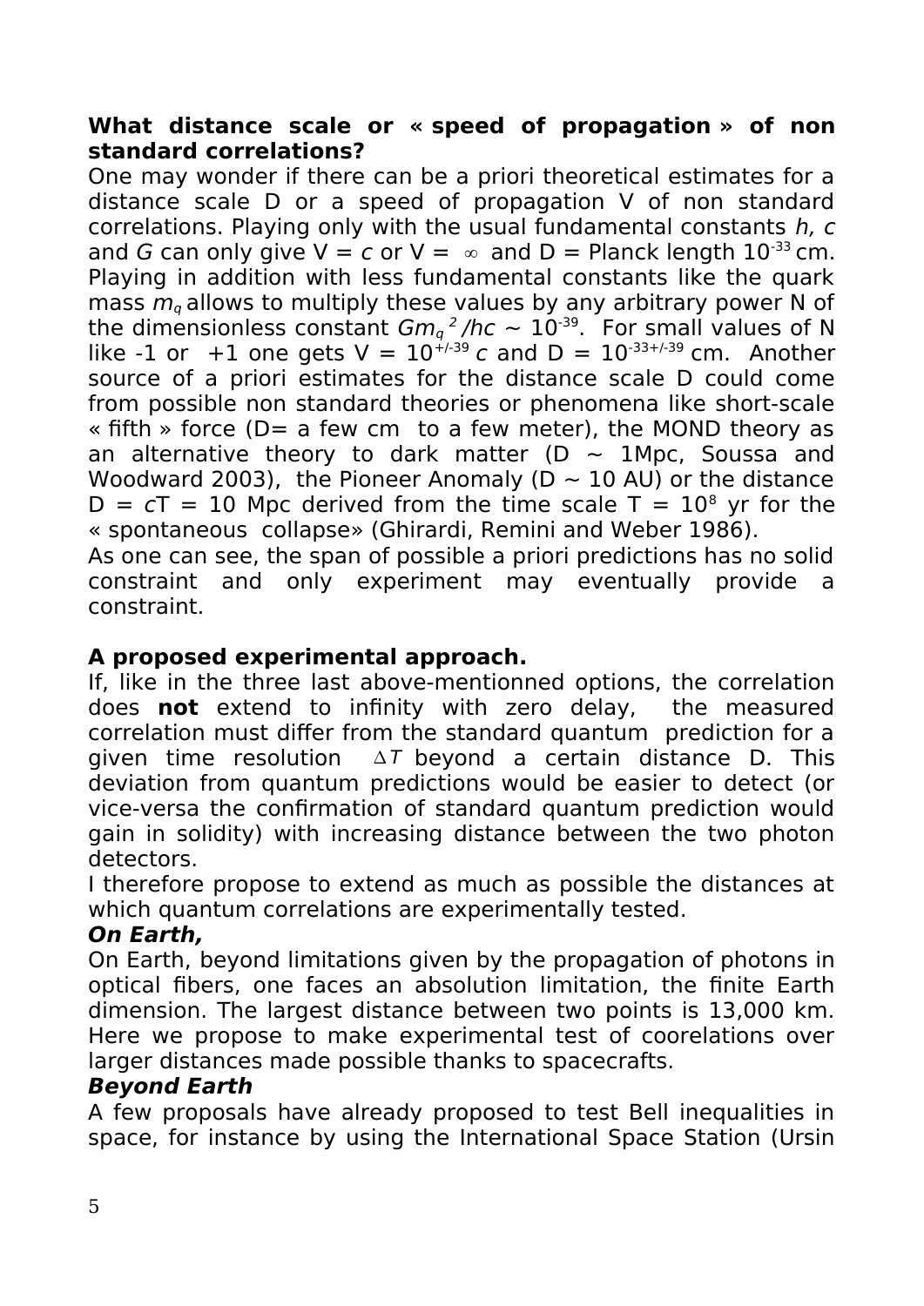**What distance scale or « speed of propagation » of non standard correlations?**

One may wonder if there can be a priori theoretical estimates for a distance scale D or a speed of propagation V of non standard correlations. Playing only with the usual fundamental constants *h, c* and *G* can only give V = *c* or V = $\infty$ and D = Planck length $10^{-33}$ cm. Playing in addition with less fundamental constants like the quark mass $m_q$ allows to multiply these values by any arbitrary power N of the dimensionless constant $Gm_q^{\,2}/hc \sim 10^{-39}$. For small values of N like -1 or +1 one gets V = $10^{+/-39}$ *c* and D = $10^{-33+/-39}$ cm. Another source of a priori estimates for the distance scale D could come from possible non standard theories or phenomena like short-scale « fifth » force (D= a few cm to a few meter), the MOND theory as an alternative theory to dark matter (D ~ 1Mpc, Soussa and Woodward 2003), the Pioneer Anomaly (D ~ 10 AU) or the distance D = *c*T = 10 Mpc derived from the time scale T = $10^8$ yr for the « spontaneous collapse» (Ghirardi, Remini and Weber 1986).

As one can see, the span of possible a priori predictions has no solid constraint and only experiment may eventually provide a constraint.

**A proposed experimental approach.**

If, like in the three last above-mentionned options, the correlation does **not** extend to infinity with zero delay, the measured correlation must differ from the standard quantum prediction for a given time resolution $\Delta T$ beyond a certain distance D. This deviation from quantum predictions would be easier to detect (or vice-versa the confirmation of standard quantum prediction would gain in solidity) with increasing distance between the two photon detectors.

I therefore propose to extend as much as possible the distances at which quantum correlations are experimentally tested.

***On Earth,***

On Earth, beyond limitations given by the propagation of photons in optical fibers, one faces an absolution limitation, the finite Earth dimension. The largest distance between two points is 13,000 km. Here we propose to make experimental test of coorelations over larger distances made possible thanks to spacecrafts.

***Beyond Earth***

A few proposals have already proposed to test Bell inequalities in space, for instance by using the International Space Station (Ursin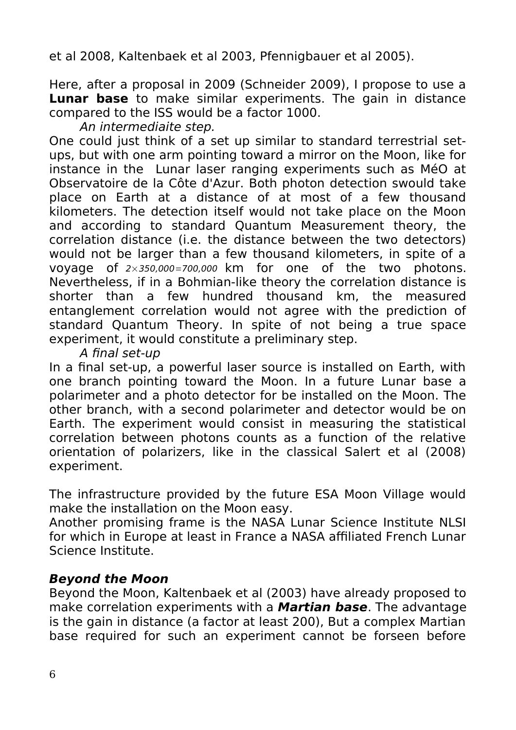et al 2008, Kaltenbaek et al 2003, Pfennigbauer et al 2005).

Here, after a proposal in 2009 (Schneider 2009), I propose to use a **Lunar base** to make similar experiments. The gain in distance compared to the ISS would be a factor 1000.

*An intermediaite step.*

One could just think of a set up similar to standard terrestrial set-ups, but with one arm pointing toward a mirror on the Moon, like for instance in the Lunar laser ranging experiments such as MéO at Observatoire de la Côte d'Azur. Both photon detection swould take place on Earth at a distance of at most of a few thousand kilometers. The detection itself would not take place on the Moon and according to standard Quantum Measurement theory, the correlation distance (i.e. the distance between the two detectors) would not be larger than a few thousand kilometers, in spite of a voyage of $2 \times 350{,}000 = 700{,}000$ km for one of the two photons. Nevertheless, if in a Bohmian-like theory the correlation distance is shorter than a few hundred thousand km, the measured entanglement correlation would not agree with the prediction of standard Quantum Theory. In spite of not being a true space experiment, it would constitute a preliminary step.

*A final set-up*

In a final set-up, a powerful laser source is installed on Earth, with one branch pointing toward the Moon. In a future Lunar base a polarimeter and a photo detector for be installed on the Moon. The other branch, with a second polarimeter and detector would be on Earth. The experiment would consist in measuring the statistical correlation between photons counts as a function of the relative orientation of polarizers, like in the classical Salert et al (2008) experiment.

The infrastructure provided by the future ESA Moon Village would make the installation on the Moon easy.

Another promising frame is the NASA Lunar Science Institute NLSI for which in Europe at least in France a NASA affiliated French Lunar Science Institute.

### *Beyond the Moon*

Beyond the Moon, Kaltenbaek et al (2003) have already proposed to make correlation experiments with a ***Martian base***. The advantage is the gain in distance (a factor at least 200), But a complex Martian base required for such an experiment cannot be forseen before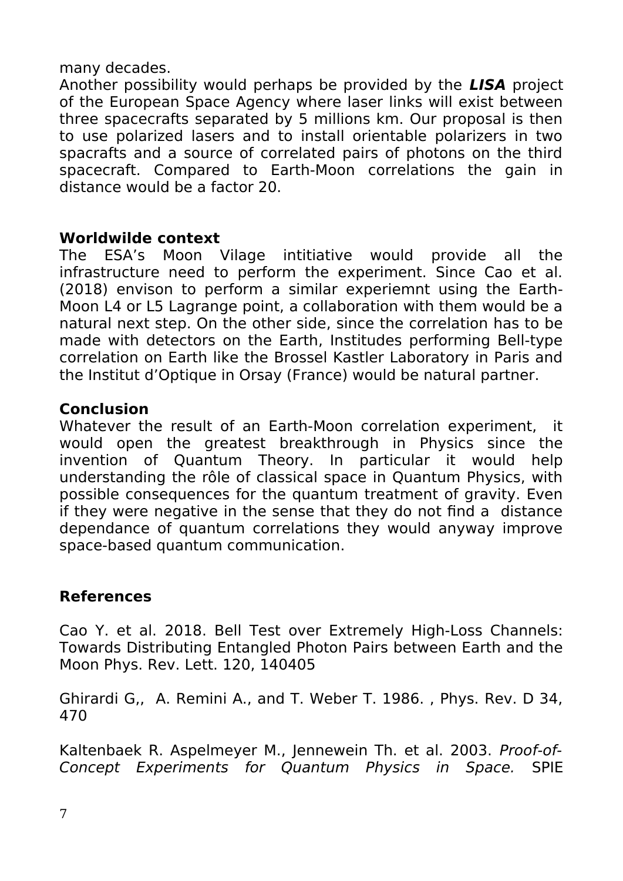many decades.
Another possibility would perhaps be provided by the ***LISA*** project of the European Space Agency where laser links will exist between three spacecrafts separated by 5 millions km. Our proposal is then to use polarized lasers and to install orientable polarizers in two spacrafts and a source of correlated pairs of photons on the third spacecraft. Compared to Earth-Moon correlations the gain in distance would be a factor 20.

**Worldwilde context**
The ESA's Moon Vilage intitiative would provide all the infrastructure need to perform the experiment. Since Cao et al. (2018) envison to perform a similar experiemnt using the Earth-Moon L4 or L5 Lagrange point, a collaboration with them would be a natural next step. On the other side, since the correlation has to be made with detectors on the Earth, Institudes performing Bell-type correlation on Earth like the Brossel Kastler Laboratory in Paris and the Institut d'Optique in Orsay (France) would be natural partner.

**Conclusion**
Whatever the result of an Earth-Moon correlation experiment, it would open the greatest breakthrough in Physics since the invention of Quantum Theory. In particular it would help understanding the rôle of classical space in Quantum Physics, with possible consequences for the quantum treatment of gravity. Even if they were negative in the sense that they do not find a distance dependance of quantum correlations they would anyway improve space-based quantum communication.

**References**

Cao Y. et al. 2018. Bell Test over Extremely High-Loss Channels: Towards Distributing Entangled Photon Pairs between Earth and the Moon Phys. Rev. Lett. 120, 140405

Ghirardi G,, A. Remini A., and T. Weber T. 1986. , Phys. Rev. D 34, 470

Kaltenbaek R. Aspelmeyer M., Jennewein Th. et al. 2003. *Proof-of-Concept Experiments for Quantum Physics in Space.* SPIE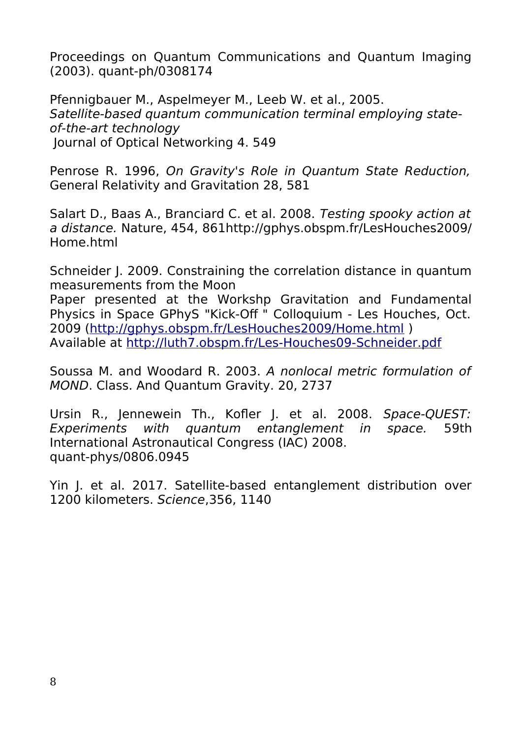Proceedings on Quantum Communications and Quantum Imaging (2003). quant-ph/0308174

Pfennigbauer M., Aspelmeyer M., Leeb W. et al., 2005. *Satellite-based quantum communication terminal employing state-of-the-art technology* Journal of Optical Networking 4. 549

Penrose R. 1996, *On Gravity's Role in Quantum State Reduction,* General Relativity and Gravitation 28, 581

Salart D., Baas A., Branciard C. et al. 2008. *Testing spooky action at a distance.* Nature, 454, 861http://gphys.obspm.fr/LesHouches2009/Home.html

Schneider J. 2009. Constraining the correlation distance in quantum measurements from the Moon
Paper presented at the Workshp Gravitation and Fundamental Physics in Space GPhyS "Kick-Off " Colloquium - Les Houches, Oct. 2009 ([http://gphys.obspm.fr/LesHouches2009/Home.html](http://gphys.obspm.fr/LesHouches2009/Home.html) )
Available at [http://luth7.obspm.fr/Les-Houches09-Schneider.pdf](http://luth7.obspm.fr/Les-Houches09-Schneider.pdf)

Soussa M. and Woodard R. 2003. *A nonlocal metric formulation of MOND*. Class. And Quantum Gravity. 20, 2737

Ursin R., Jennewein Th., Kofler J. et al. 2008. *Space-QUEST: Experiments with quantum entanglement in space.* 59th International Astronautical Congress (IAC) 2008. quant-phys/0806.0945

Yin J. et al. 2017. Satellite-based entanglement distribution over 1200 kilometers. *Science*,356, 1140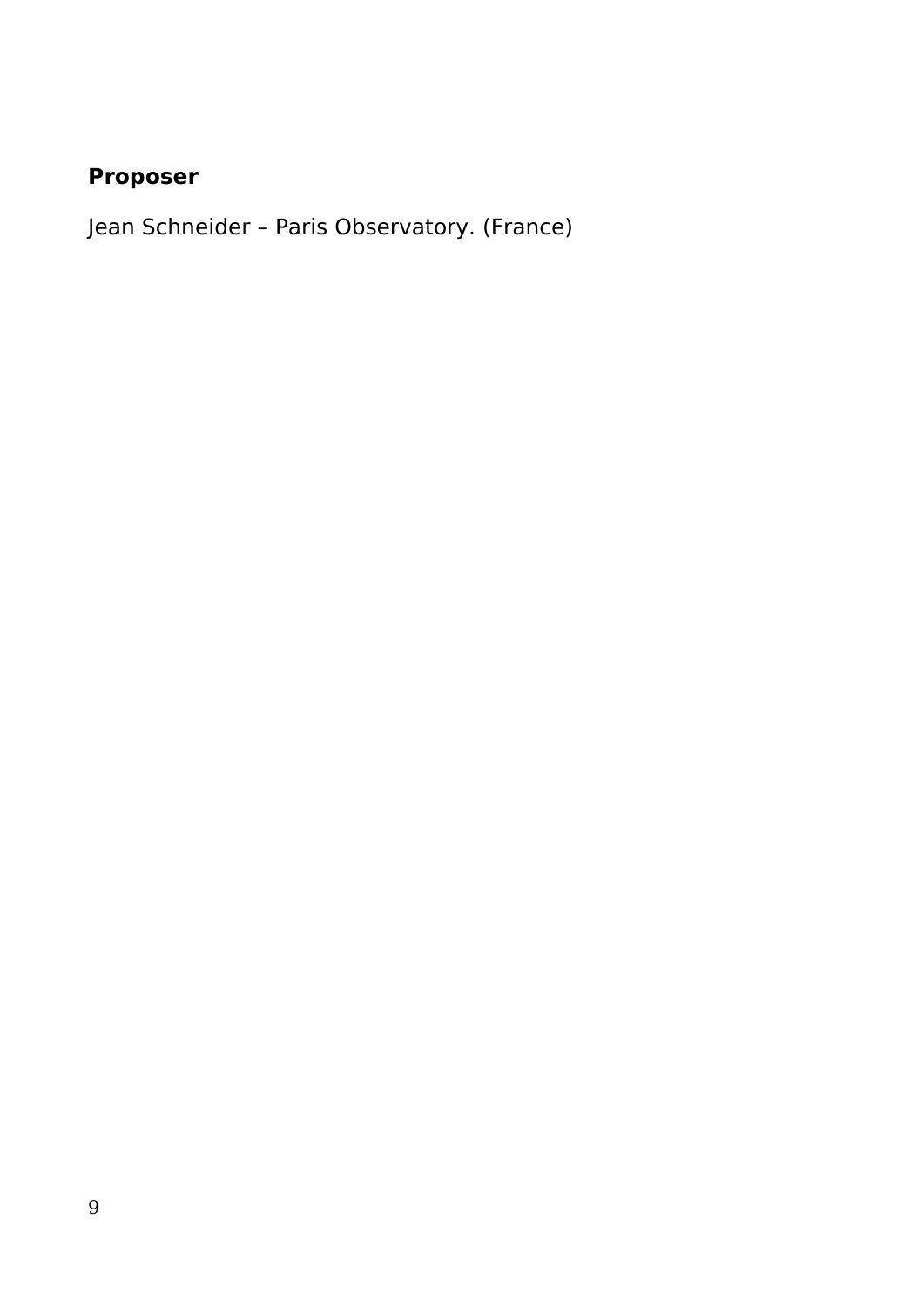**Proposer**

Jean Schneider – Paris Observatory. (France)